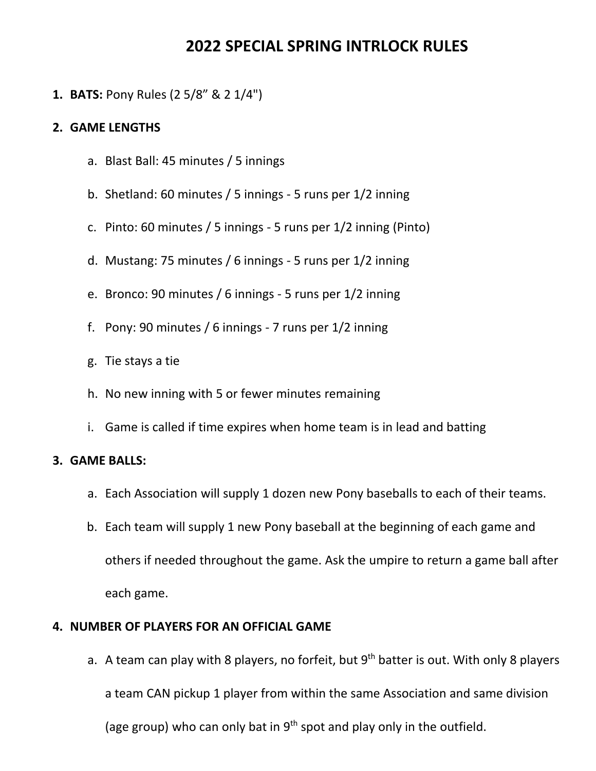# 2022 SPECIAL SPRING INTRLOCK RULES

1. **BATS:** Pony Rules (2 5/8” & 2 1/4")

2. **GAME LENGTHS**

   a. Blast Ball: 45 minutes / 5 innings

   b. Shetland: 60 minutes / 5 innings - 5 runs per 1/2 inning

   c. Pinto: 60 minutes / 5 innings - 5 runs per 1/2 inning (Pinto)

   d. Mustang: 75 minutes / 6 innings - 5 runs per 1/2 inning

   e. Bronco: 90 minutes / 6 innings - 5 runs per 1/2 inning

   f. Pony: 90 minutes / 6 innings - 7 runs per 1/2 inning

   g. Tie stays a tie

   h. No new inning with 5 or fewer minutes remaining

   i. Game is called if time expires when home team is in lead and batting

3. **GAME BALLS:**

   a. Each Association will supply 1 dozen new Pony baseballs to each of their teams.

   b. Each team will supply 1 new Pony baseball at the beginning of each game and others if needed throughout the game. Ask the umpire to return a game ball after each game.

4. **NUMBER OF PLAYERS FOR AN OFFICIAL GAME**

   a. A team can play with 8 players, no forfeit, but 9th batter is out. With only 8 players a team CAN pickup 1 player from within the same Association and same division (age group) who can only bat in 9th spot and play only in the outfield.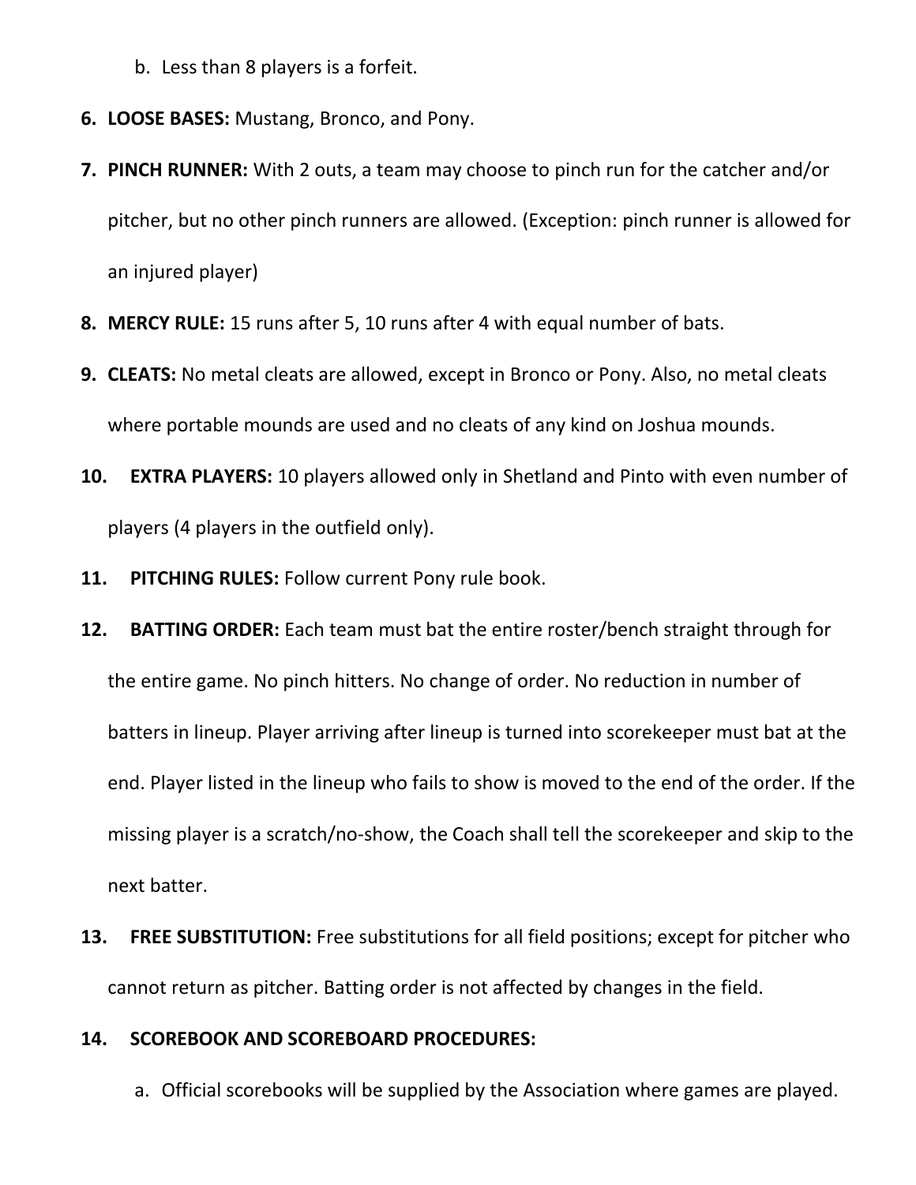b. Less than 8 players is a forfeit.

6. **LOOSE BASES:** Mustang, Bronco, and Pony.
7. **PINCH RUNNER:** With 2 outs, a team may choose to pinch run for the catcher and/or pitcher, but no other pinch runners are allowed. (Exception: pinch runner is allowed for an injured player)
8. **MERCY RULE:** 15 runs after 5, 10 runs after 4 with equal number of bats.
9. **CLEATS:** No metal cleats are allowed, except in Bronco or Pony. Also, no metal cleats where portable mounds are used and no cleats of any kind on Joshua mounds.
10. **EXTRA PLAYERS:** 10 players allowed only in Shetland and Pinto with even number of players (4 players in the outfield only).
11. **PITCHING RULES:** Follow current Pony rule book.
12. **BATTING ORDER:** Each team must bat the entire roster/bench straight through for the entire game. No pinch hitters. No change of order. No reduction in number of batters in lineup. Player arriving after lineup is turned into scorekeeper must bat at the end. Player listed in the lineup who fails to show is moved to the end of the order. If the missing player is a scratch/no-show, the Coach shall tell the scorekeeper and skip to the next batter.
13. **FREE SUBSTITUTION:** Free substitutions for all field positions; except for pitcher who cannot return as pitcher. Batting order is not affected by changes in the field.
14. **SCOREBOOK AND SCOREBOARD PROCEDURES:**
    a. Official scorebooks will be supplied by the Association where games are played.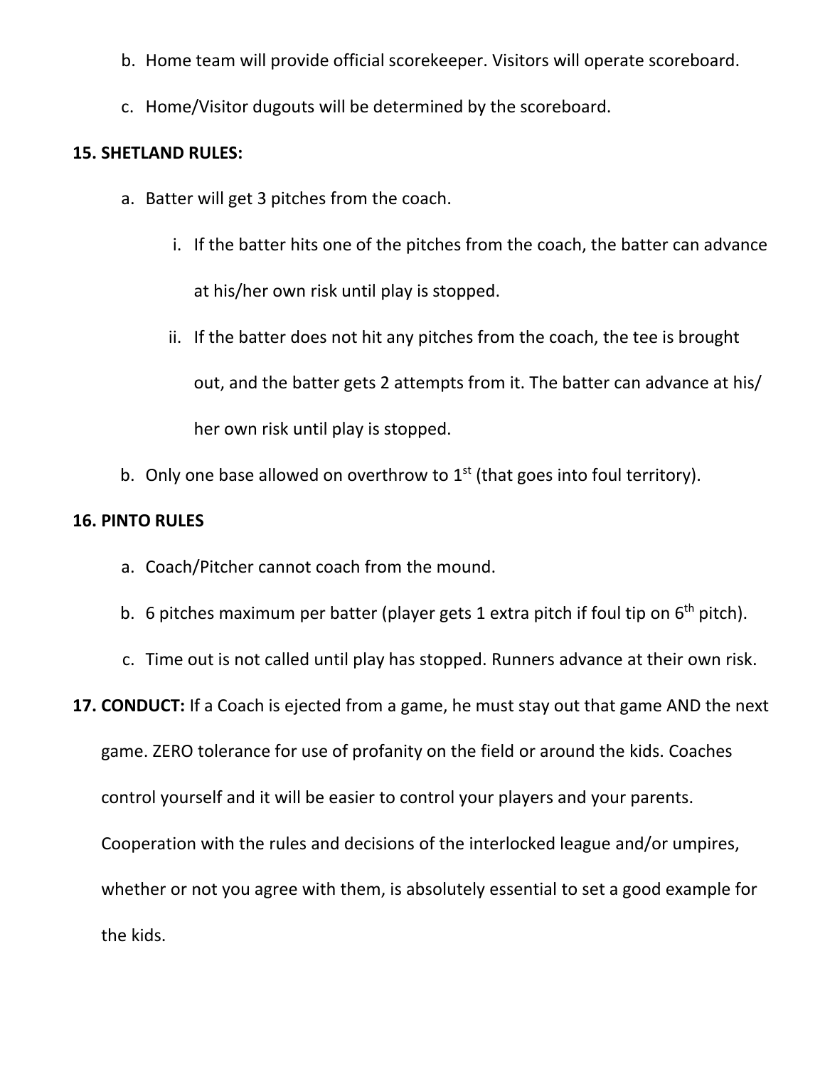b. Home team will provide official scorekeeper. Visitors will operate scoreboard.

c. Home/Visitor dugouts will be determined by the scoreboard.

**15. SHETLAND RULES:**

a. Batter will get 3 pitches from the coach.

   i. If the batter hits one of the pitches from the coach, the batter can advance at his/her own risk until play is stopped.

   ii. If the batter does not hit any pitches from the coach, the tee is brought out, and the batter gets 2 attempts from it. The batter can advance at his/ her own risk until play is stopped.

b. Only one base allowed on overthrow to 1st (that goes into foul territory).

**16. PINTO RULES**

a. Coach/Pitcher cannot coach from the mound.

b. 6 pitches maximum per batter (player gets 1 extra pitch if foul tip on 6th pitch).

c. Time out is not called until play has stopped. Runners advance at their own risk.

**17. CONDUCT:** If a Coach is ejected from a game, he must stay out that game AND the next game. ZERO tolerance for use of profanity on the field or around the kids. Coaches control yourself and it will be easier to control your players and your parents. Cooperation with the rules and decisions of the interlocked league and/or umpires, whether or not you agree with them, is absolutely essential to set a good example for the kids.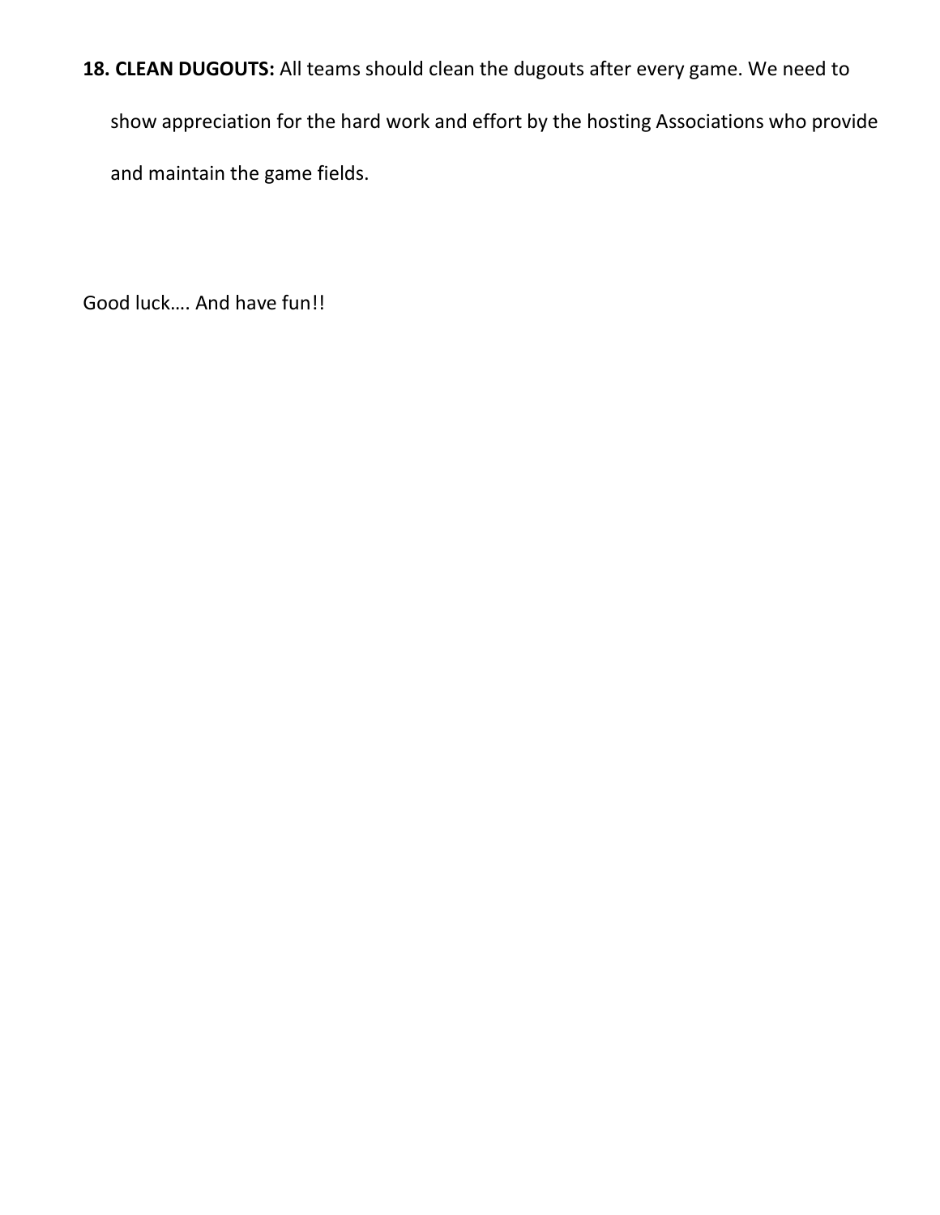**18. CLEAN DUGOUTS:** All teams should clean the dugouts after every game. We need to show appreciation for the hard work and effort by the hosting Associations who provide and maintain the game fields.

Good luck…. And have fun!!